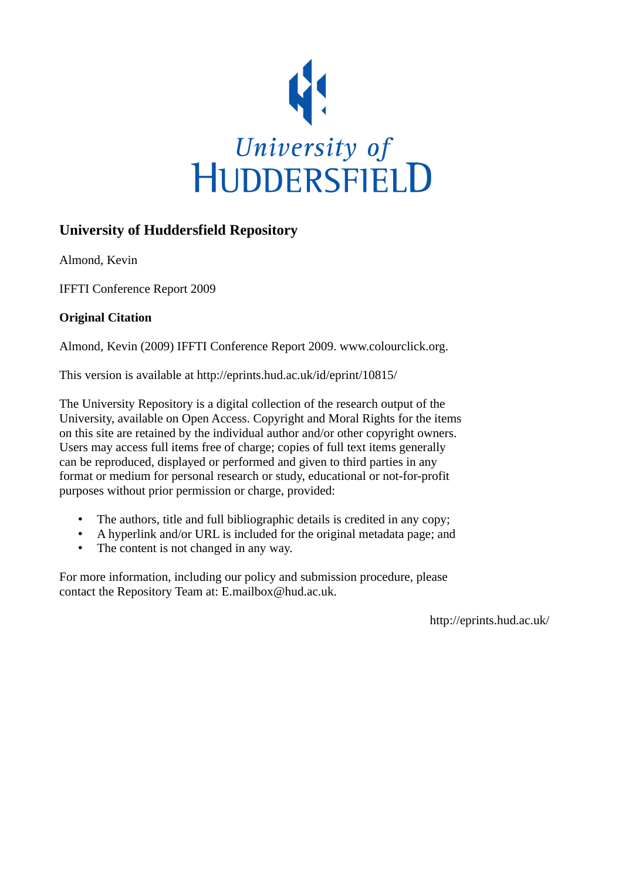University of HUDDERSFIELD

## University of Huddersfield Repository

Almond, Kevin

IFFTI Conference Report 2009

**Original Citation**

Almond, Kevin (2009) IFFTI Conference Report 2009. www.colourclick.org.

This version is available at http://eprints.hud.ac.uk/id/eprint/10815/

The University Repository is a digital collection of the research output of the University, available on Open Access. Copyright and Moral Rights for the items on this site are retained by the individual author and/or other copyright owners. Users may access full items free of charge; copies of full text items generally can be reproduced, displayed or performed and given to third parties in any format or medium for personal research or study, educational or not-for-profit purposes without prior permission or charge, provided:

- The authors, title and full bibliographic details is credited in any copy;
- A hyperlink and/or URL is included for the original metadata page; and
- The content is not changed in any way.

For more information, including our policy and submission procedure, please contact the Repository Team at: E.mailbox@hud.ac.uk.

http://eprints.hud.ac.uk/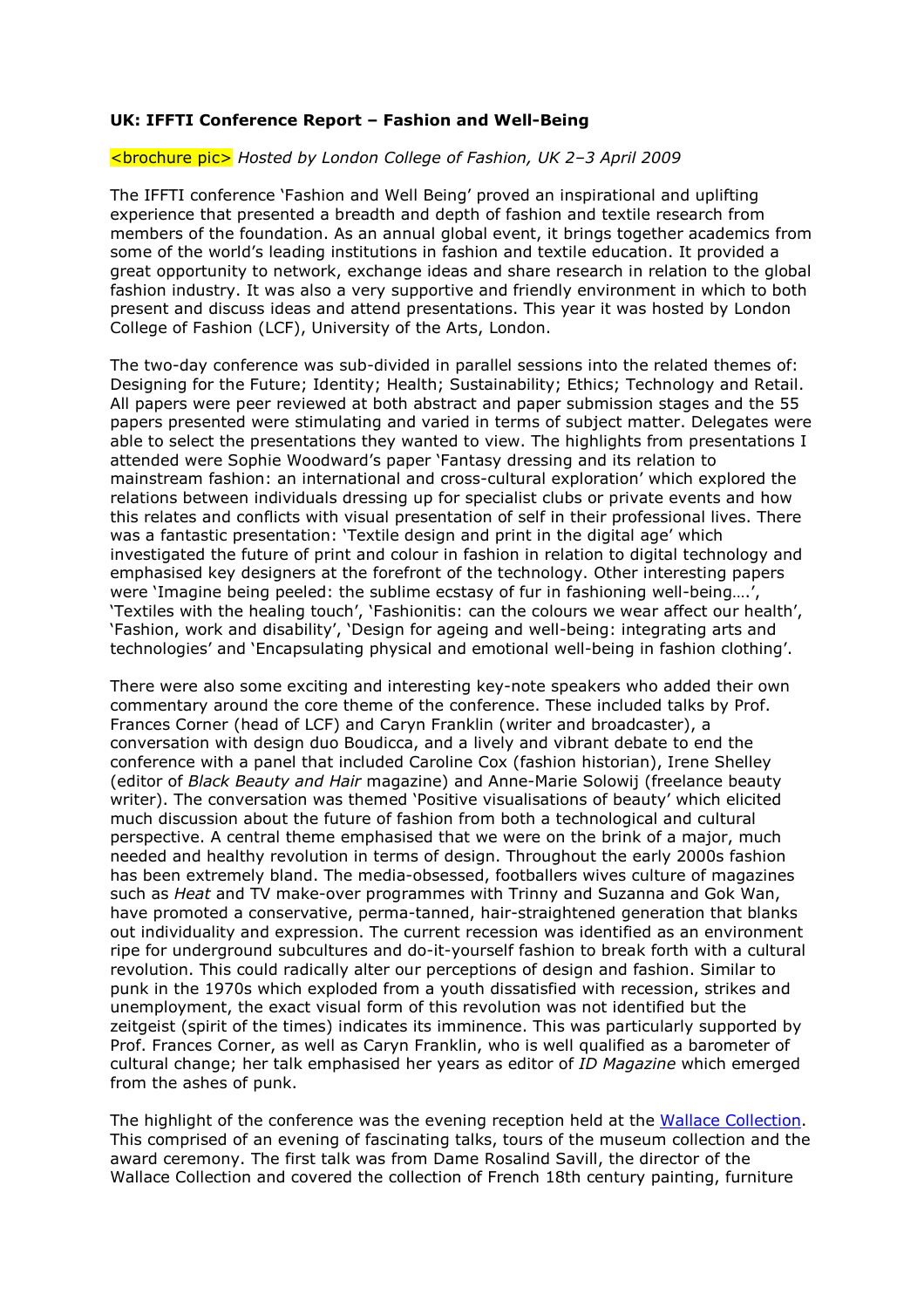**UK: IFFTI Conference Report – Fashion and Well-Being**

<brochure pic> *Hosted by London College of Fashion, UK 2–3 April 2009*

The IFFTI conference 'Fashion and Well Being' proved an inspirational and uplifting experience that presented a breadth and depth of fashion and textile research from members of the foundation. As an annual global event, it brings together academics from some of the world's leading institutions in fashion and textile education. It provided a great opportunity to network, exchange ideas and share research in relation to the global fashion industry. It was also a very supportive and friendly environment in which to both present and discuss ideas and attend presentations. This year it was hosted by London College of Fashion (LCF), University of the Arts, London.

The two-day conference was sub-divided in parallel sessions into the related themes of: Designing for the Future; Identity; Health; Sustainability; Ethics; Technology and Retail. All papers were peer reviewed at both abstract and paper submission stages and the 55 papers presented were stimulating and varied in terms of subject matter. Delegates were able to select the presentations they wanted to view. The highlights from presentations I attended were Sophie Woodward's paper 'Fantasy dressing and its relation to mainstream fashion: an international and cross-cultural exploration' which explored the relations between individuals dressing up for specialist clubs or private events and how this relates and conflicts with visual presentation of self in their professional lives. There was a fantastic presentation: 'Textile design and print in the digital age' which investigated the future of print and colour in fashion in relation to digital technology and emphasised key designers at the forefront of the technology. Other interesting papers were 'Imagine being peeled: the sublime ecstasy of fur in fashioning well-being….', 'Textiles with the healing touch', 'Fashionitis: can the colours we wear affect our health', 'Fashion, work and disability', 'Design for ageing and well-being: integrating arts and technologies' and 'Encapsulating physical and emotional well-being in fashion clothing'.

There were also some exciting and interesting key-note speakers who added their own commentary around the core theme of the conference. These included talks by Prof. Frances Corner (head of LCF) and Caryn Franklin (writer and broadcaster), a conversation with design duo Boudicca, and a lively and vibrant debate to end the conference with a panel that included Caroline Cox (fashion historian), Irene Shelley (editor of *Black Beauty and Hair* magazine) and Anne-Marie Solowij (freelance beauty writer). The conversation was themed 'Positive visualisations of beauty' which elicited much discussion about the future of fashion from both a technological and cultural perspective. A central theme emphasised that we were on the brink of a major, much needed and healthy revolution in terms of design. Throughout the early 2000s fashion has been extremely bland. The media-obsessed, footballers wives culture of magazines such as *Heat* and TV make-over programmes with Trinny and Suzanna and Gok Wan, have promoted a conservative, perma-tanned, hair-straightened generation that blanks out individuality and expression. The current recession was identified as an environment ripe for underground subcultures and do-it-yourself fashion to break forth with a cultural revolution. This could radically alter our perceptions of design and fashion. Similar to punk in the 1970s which exploded from a youth dissatisfied with recession, strikes and unemployment, the exact visual form of this revolution was not identified but the zeitgeist (spirit of the times) indicates its imminence. This was particularly supported by Prof. Frances Corner, as well as Caryn Franklin, who is well qualified as a barometer of cultural change; her talk emphasised her years as editor of *ID Magazine* which emerged from the ashes of punk.

The highlight of the conference was the evening reception held at the Wallace Collection. This comprised of an evening of fascinating talks, tours of the museum collection and the award ceremony. The first talk was from Dame Rosalind Savill, the director of the Wallace Collection and covered the collection of French 18th century painting, furniture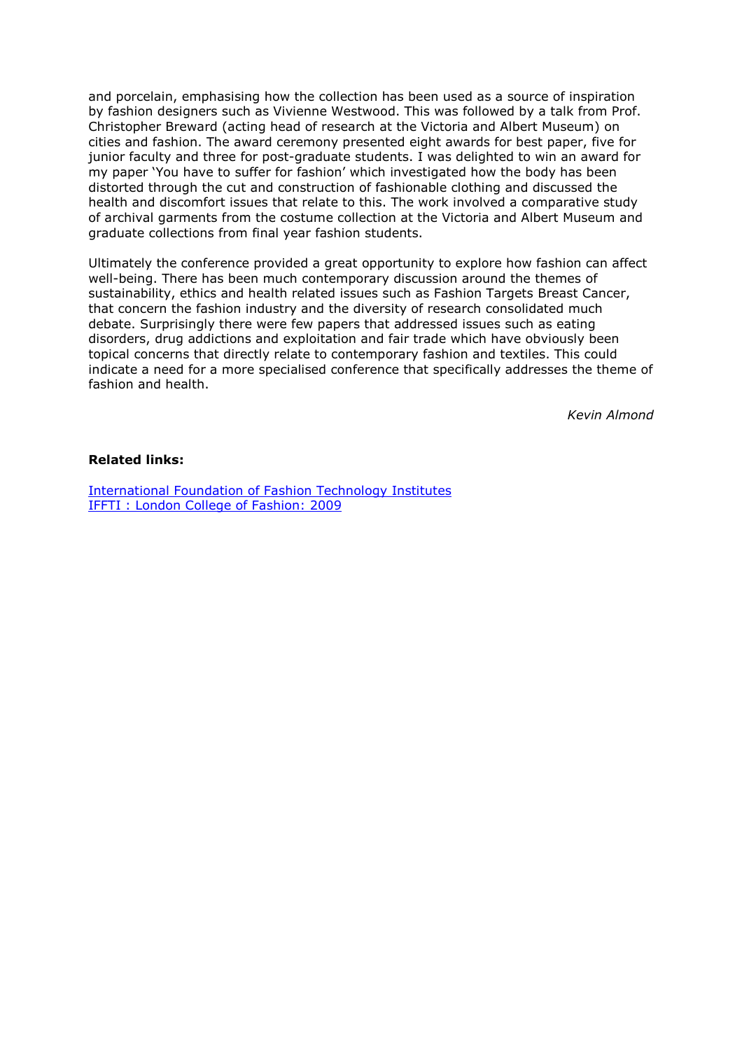and porcelain, emphasising how the collection has been used as a source of inspiration by fashion designers such as Vivienne Westwood. This was followed by a talk from Prof. Christopher Breward (acting head of research at the Victoria and Albert Museum) on cities and fashion. The award ceremony presented eight awards for best paper, five for junior faculty and three for post-graduate students. I was delighted to win an award for my paper 'You have to suffer for fashion' which investigated how the body has been distorted through the cut and construction of fashionable clothing and discussed the health and discomfort issues that relate to this. The work involved a comparative study of archival garments from the costume collection at the Victoria and Albert Museum and graduate collections from final year fashion students.

Ultimately the conference provided a great opportunity to explore how fashion can affect well-being. There has been much contemporary discussion around the themes of sustainability, ethics and health related issues such as Fashion Targets Breast Cancer, that concern the fashion industry and the diversity of research consolidated much debate. Surprisingly there were few papers that addressed issues such as eating disorders, drug addictions and exploitation and fair trade which have obviously been topical concerns that directly relate to contemporary fashion and textiles. This could indicate a need for a more specialised conference that specifically addresses the theme of fashion and health.

*Kevin Almond*

**Related links:**

International Foundation of Fashion Technology Institutes
IFFTI : London College of Fashion: 2009